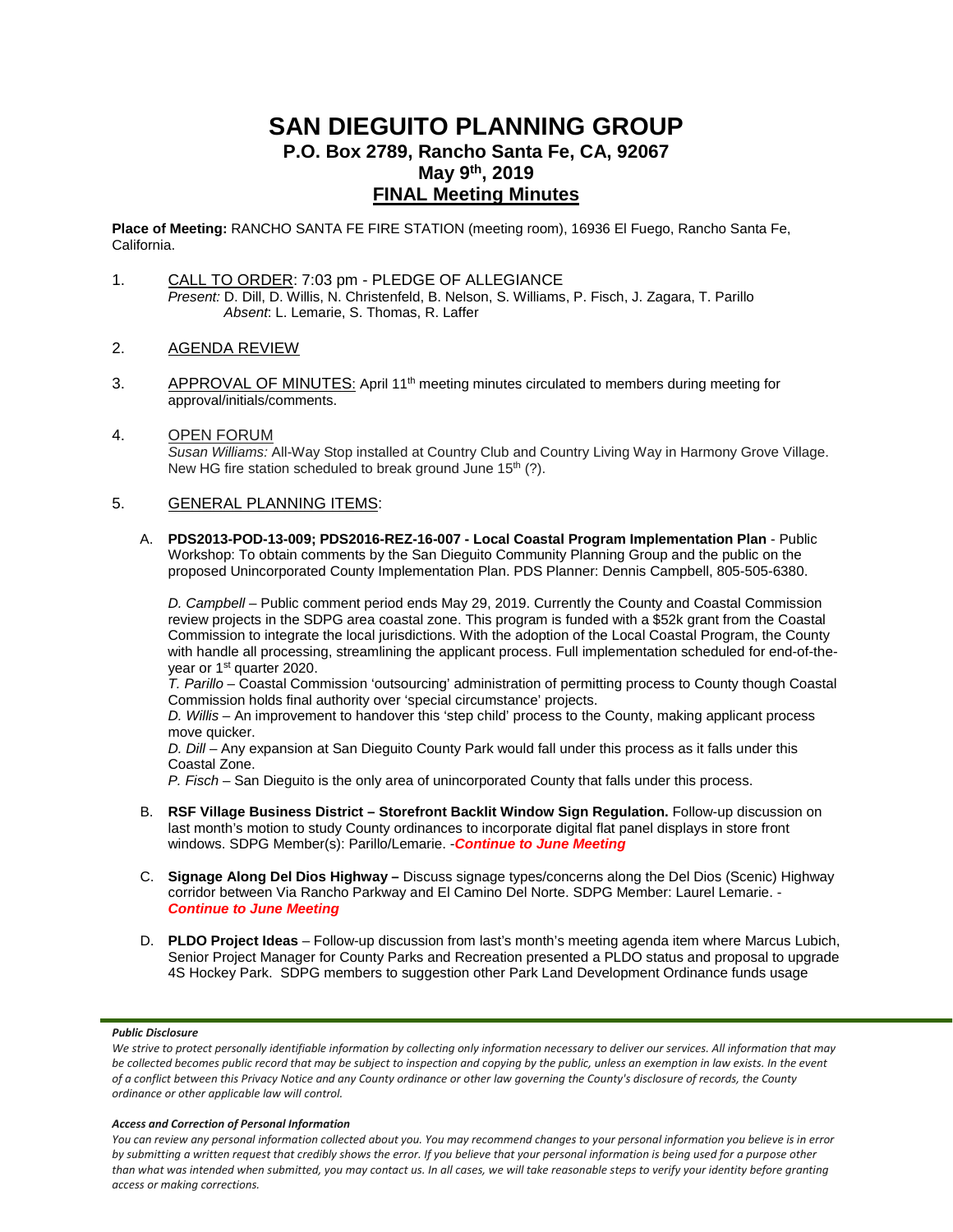# SAN DIEGUITO PLANNING GROUP

## P.O. Box 2789, Rancho Santa Fe, CA, 92067

## May 9th, 2019

## FINAL Meeting Minutes

**Place of Meeting:** RANCHO SANTA FE FIRE STATION (meeting room), 16936 El Fuego, Rancho Santa Fe, California.

1. CALL TO ORDER: 7:03 pm - PLEDGE OF ALLEGIANCE
   *Present:* D. Dill, D. Willis, N. Christenfeld, B. Nelson, S. Williams, P. Fisch, J. Zagara, T. Parillo
   *Absent*: L. Lemarie, S. Thomas, R. Laffer

2. AGENDA REVIEW

3. APPROVAL OF MINUTES: April 11th meeting minutes circulated to members during meeting for approval/initials/comments.

4. OPEN FORUM
   *Susan Williams:* All-Way Stop installed at Country Club and Country Living Way in Harmony Grove Village. New HG fire station scheduled to break ground June 15th (?).

5. GENERAL PLANNING ITEMS:

   A. **PDS2013-POD-13-009; PDS2016-REZ-16-007 - Local Coastal Program Implementation Plan** - Public Workshop: To obtain comments by the San Dieguito Community Planning Group and the public on the proposed Unincorporated County Implementation Plan. PDS Planner: Dennis Campbell, 805-505-6380.

      *D. Campbell* – Public comment period ends May 29, 2019. Currently the County and Coastal Commission review projects in the SDPG area coastal zone. This program is funded with a $52k grant from the Coastal Commission to integrate the local jurisdictions. With the adoption of the Local Coastal Program, the County with handle all processing, streamlining the applicant process. Full implementation scheduled for end-of-the-year or 1st quarter 2020.
      *T. Parillo* – Coastal Commission 'outsourcing' administration of permitting process to County though Coastal Commission holds final authority over 'special circumstance' projects.
      *D. Willis* – An improvement to handover this 'step child' process to the County, making applicant process move quicker.
      *D. Dill* – Any expansion at San Dieguito County Park would fall under this process as it falls under this Coastal Zone.
      *P. Fisch* – San Dieguito is the only area of unincorporated County that falls under this process.

   B. **RSF Village Business District – Storefront Backlit Window Sign Regulation.** Follow-up discussion on last month's motion to study County ordinances to incorporate digital flat panel displays in store front windows. SDPG Member(s): Parillo/Lemarie. -***Continue to June Meeting***

   C. **Signage Along Del Dios Highway –** Discuss signage types/concerns along the Del Dios (Scenic) Highway corridor between Via Rancho Parkway and El Camino Del Norte. SDPG Member: Laurel Lemarie. - ***Continue to June Meeting***

   D. **PLDO Project Ideas** – Follow-up discussion from last's month's meeting agenda item where Marcus Lubich, Senior Project Manager for County Parks and Recreation presented a PLDO status and proposal to upgrade 4S Hockey Park. SDPG members to suggestion other Park Land Development Ordinance funds usage

***Public Disclosure***

*We strive to protect personally identifiable information by collecting only information necessary to deliver our services. All information that may be collected becomes public record that may be subject to inspection and copying by the public, unless an exemption in law exists. In the event of a conflict between this Privacy Notice and any County ordinance or other law governing the County's disclosure of records, the County ordinance or other applicable law will control.*

***Access and Correction of Personal Information***

*You can review any personal information collected about you. You may recommend changes to your personal information you believe is in error by submitting a written request that credibly shows the error. If you believe that your personal information is being used for a purpose other than what was intended when submitted, you may contact us. In all cases, we will take reasonable steps to verify your identity before granting access or making corrections.*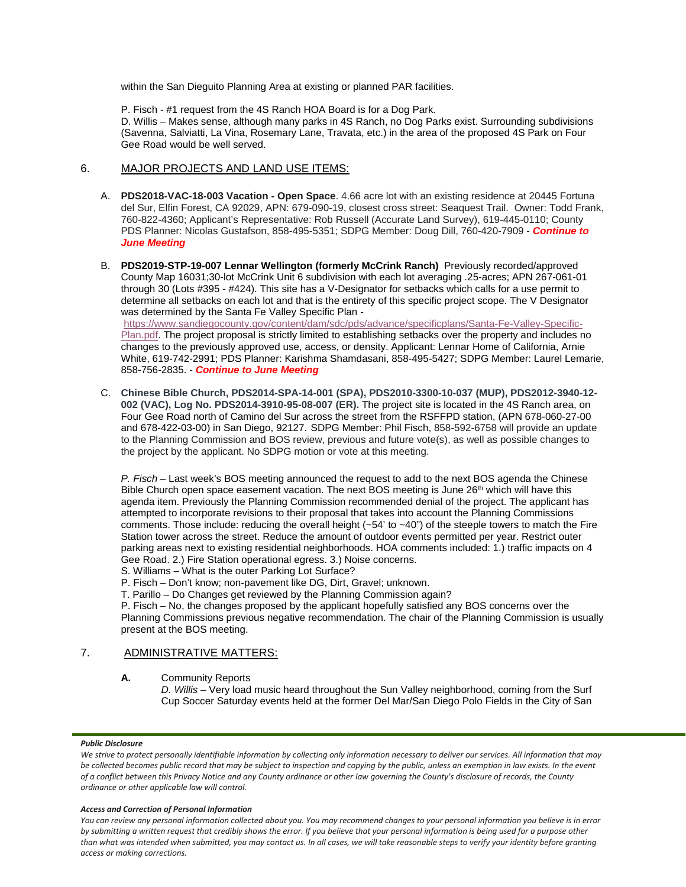within the San Dieguito Planning Area at existing or planned PAR facilities.

P. Fisch - #1 request from the 4S Ranch HOA Board is for a Dog Park.
D. Willis – Makes sense, although many parks in 4S Ranch, no Dog Parks exist. Surrounding subdivisions (Savenna, Salviatti, La Vina, Rosemary Lane, Travata, etc.) in the area of the proposed 4S Park on Four Gee Road would be well served.

## 6. MAJOR PROJECTS AND LAND USE ITEMS:

A. **PDS2018-VAC-18-003 Vacation - Open Space**. 4.66 acre lot with an existing residence at 20445 Fortuna del Sur, Elfin Forest, CA 92029, APN: 679-090-19, closest cross street: Seaquest Trail. Owner: Todd Frank, 760-822-4360; Applicant's Representative: Rob Russell (Accurate Land Survey), 619-445-0110; County PDS Planner: Nicolas Gustafson, 858-495-5351; SDPG Member: Doug Dill, 760-420-7909 - ***Continue to June Meeting***

B. **PDS2019-STP-19-007 Lennar Wellington (formerly McCrink Ranch)** Previously recorded/approved County Map 16031;30-lot McCrink Unit 6 subdivision with each lot averaging .25-acres; APN 267-061-01 through 30 (Lots #395 - #424). This site has a V-Designator for setbacks which calls for a use permit to determine all setbacks on each lot and that is the entirety of this specific project scope. The V Designator was determined by the Santa Fe Valley Specific Plan - https://www.sandiegocounty.gov/content/dam/sdc/pds/advance/specificplans/Santa-Fe-Valley-Specific-Plan.pdf. The project proposal is strictly limited to establishing setbacks over the property and includes no changes to the previously approved use, access, or density. Applicant: Lennar Home of California, Arnie White, 619-742-2991; PDS Planner: Karishma Shamdasani, 858-495-5427; SDPG Member: Laurel Lemarie, 858-756-2835. - ***Continue to June Meeting***

C. **Chinese Bible Church, PDS2014-SPA-14-001 (SPA), PDS2010-3300-10-037 (MUP), PDS2012-3940-12-002 (VAC), Log No. PDS2014-3910-95-08-007 (ER).** The project site is located in the 4S Ranch area, on Four Gee Road north of Camino del Sur across the street from the RSFFPD station, (APN 678-060-27-00 and 678-422-03-00) in San Diego, 92127. SDPG Member: Phil Fisch, 858-592-6758 will provide an update to the Planning Commission and BOS review, previous and future vote(s), as well as possible changes to the project by the applicant. No SDPG motion or vote at this meeting.

   *P. Fisch* – Last week's BOS meeting announced the request to add to the next BOS agenda the Chinese Bible Church open space easement vacation. The next BOS meeting is June 26th which will have this agenda item. Previously the Planning Commission recommended denial of the project. The applicant has attempted to incorporate revisions to their proposal that takes into account the Planning Commissions comments. Those include: reducing the overall height (~54' to ~40") of the steeple towers to match the Fire Station tower across the street. Reduce the amount of outdoor events permitted per year. Restrict outer parking areas next to existing residential neighborhoods. HOA comments included: 1.) traffic impacts on 4 Gee Road. 2.) Fire Station operational egress. 3.) Noise concerns.
   S. Williams – What is the outer Parking Lot Surface?
   P. Fisch – Don't know; non-pavement like DG, Dirt, Gravel; unknown.
   T. Parillo – Do Changes get reviewed by the Planning Commission again?
   P. Fisch – No, the changes proposed by the applicant hopefully satisfied any BOS concerns over the Planning Commissions previous negative recommendation. The chair of the Planning Commission is usually present at the BOS meeting.

## 7. ADMINISTRATIVE MATTERS:

**A.** Community Reports
*D. Willis* – Very load music heard throughout the Sun Valley neighborhood, coming from the Surf Cup Soccer Saturday events held at the former Del Mar/San Diego Polo Fields in the City of San

***Public Disclosure***

*We strive to protect personally identifiable information by collecting only information necessary to deliver our services. All information that may be collected becomes public record that may be subject to inspection and copying by the public, unless an exemption in law exists. In the event of a conflict between this Privacy Notice and any County ordinance or other law governing the County's disclosure of records, the County ordinance or other applicable law will control.*

***Access and Correction of Personal Information***

*You can review any personal information collected about you. You may recommend changes to your personal information you believe is in error by submitting a written request that credibly shows the error. If you believe that your personal information is being used for a purpose other than what was intended when submitted, you may contact us. In all cases, we will take reasonable steps to verify your identity before granting access or making corrections.*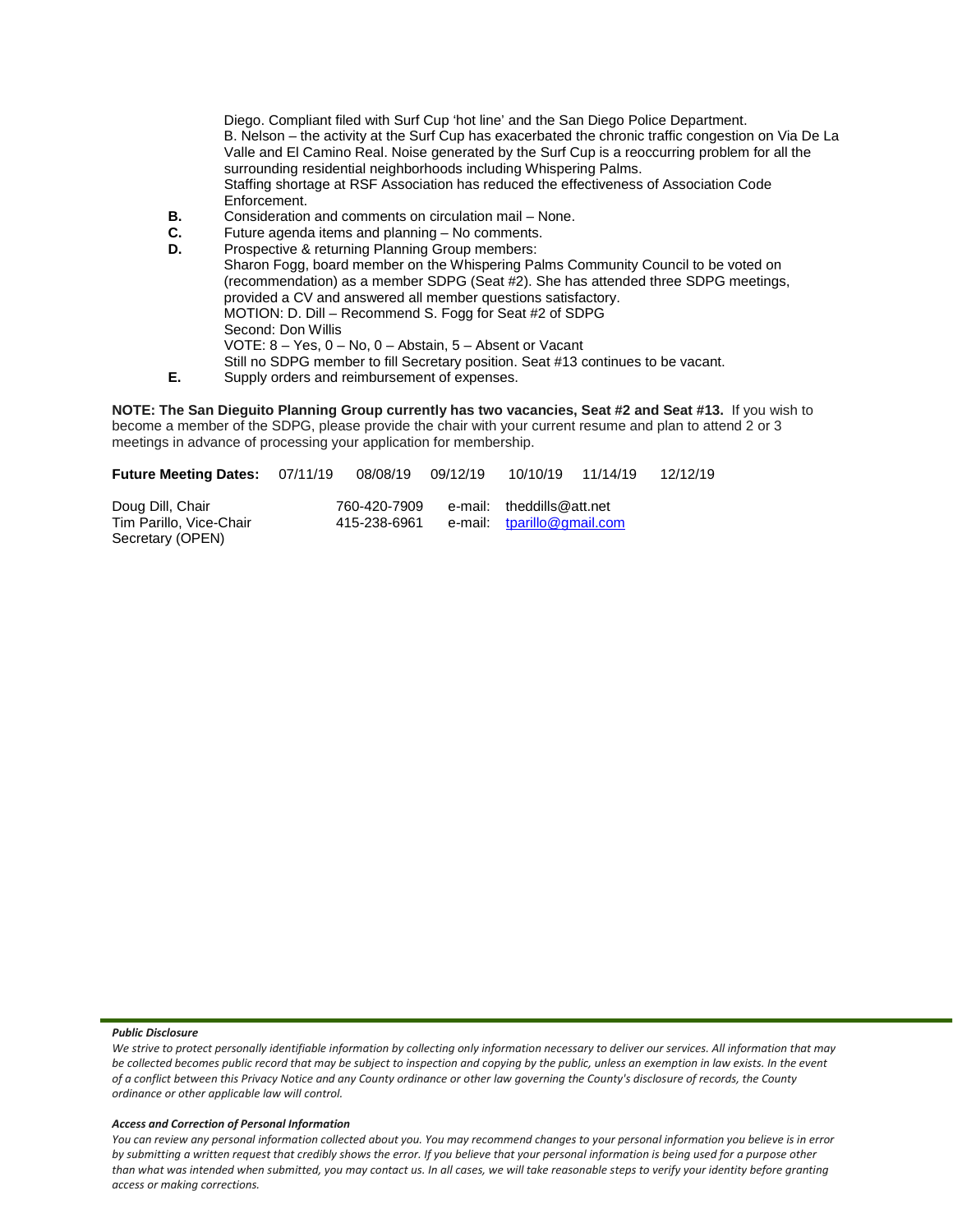Diego. Compliant filed with Surf Cup 'hot line' and the San Diego Police Department.
B. Nelson – the activity at the Surf Cup has exacerbated the chronic traffic congestion on Via De La Valle and El Camino Real. Noise generated by the Surf Cup is a reoccurring problem for all the surrounding residential neighborhoods including Whispering Palms.
Staffing shortage at RSF Association has reduced the effectiveness of Association Code Enforcement.

**B.** Consideration and comments on circulation mail – None.

**C.** Future agenda items and planning – No comments.

**D.** Prospective & returning Planning Group members:
Sharon Fogg, board member on the Whispering Palms Community Council to be voted on (recommendation) as a member SDPG (Seat #2). She has attended three SDPG meetings, provided a CV and answered all member questions satisfactory.
MOTION: D. Dill – Recommend S. Fogg for Seat #2 of SDPG
Second: Don Willis
VOTE: 8 – Yes, 0 – No, 0 – Abstain, 5 – Absent or Vacant
Still no SDPG member to fill Secretary position. Seat #13 continues to be vacant.

**E.** Supply orders and reimbursement of expenses.

**NOTE: The San Dieguito Planning Group currently has two vacancies, Seat #2 and Seat #13.** If you wish to become a member of the SDPG, please provide the chair with your current resume and plan to attend 2 or 3 meetings in advance of processing your application for membership.

**Future Meeting Dates:** 07/11/19 08/08/19 09/12/19 10/10/19 11/14/19 12/12/19

| | | |
|---|---|---|
| Doug Dill, Chair | 760-420-7909 | e-mail: theddills@att.net |
| Tim Parillo, Vice-Chair | 415-238-6961 | e-mail: tparillo@gmail.com |
| Secretary (OPEN) | | |

***Public Disclosure***

*We strive to protect personally identifiable information by collecting only information necessary to deliver our services. All information that may be collected becomes public record that may be subject to inspection and copying by the public, unless an exemption in law exists. In the event of a conflict between this Privacy Notice and any County ordinance or other law governing the County's disclosure of records, the County ordinance or other applicable law will control.*

***Access and Correction of Personal Information***

*You can review any personal information collected about you. You may recommend changes to your personal information you believe is in error by submitting a written request that credibly shows the error. If you believe that your personal information is being used for a purpose other than what was intended when submitted, you may contact us. In all cases, we will take reasonable steps to verify your identity before granting access or making corrections.*